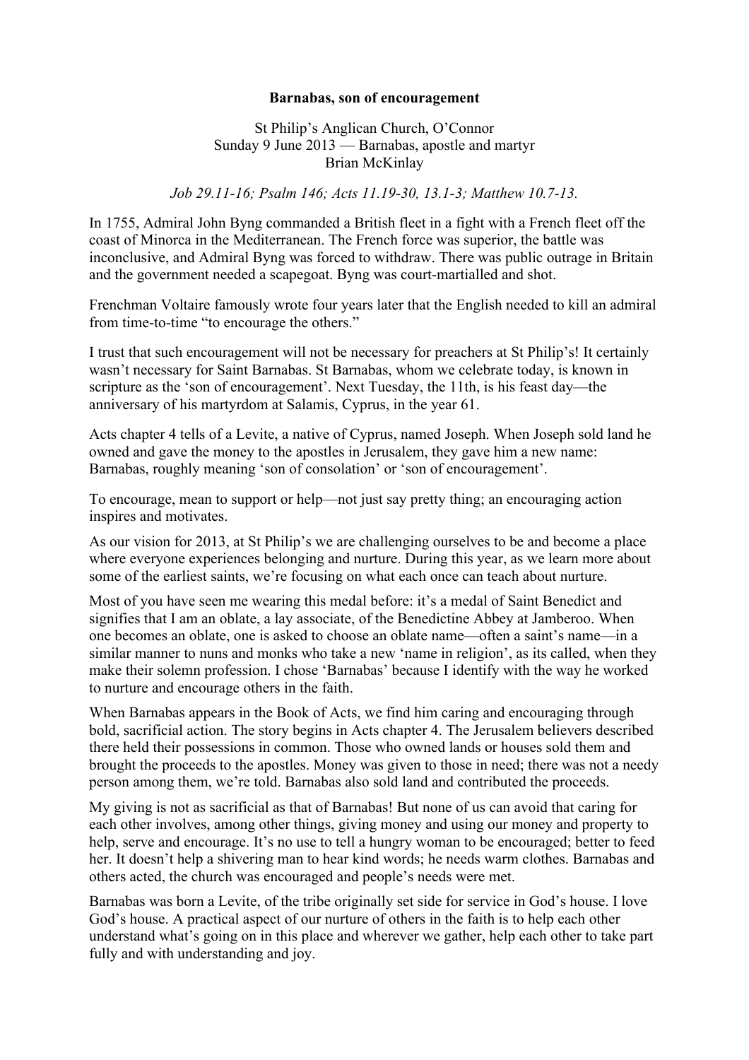**Barnabas, son of encouragement**

St Philip's Anglican Church, O'Connor
Sunday 9 June 2013 — Barnabas, apostle and martyr
Brian McKinlay

*Job 29.11-16; Psalm 146; Acts 11.19-30, 13.1-3; Matthew 10.7-13.*

In 1755, Admiral John Byng commanded a British fleet in a fight with a French fleet off the coast of Minorca in the Mediterranean. The French force was superior, the battle was inconclusive, and Admiral Byng was forced to withdraw. There was public outrage in Britain and the government needed a scapegoat. Byng was court-martialled and shot.

Frenchman Voltaire famously wrote four years later that the English needed to kill an admiral from time-to-time "to encourage the others."

I trust that such encouragement will not be necessary for preachers at St Philip's! It certainly wasn't necessary for Saint Barnabas. St Barnabas, whom we celebrate today, is known in scripture as the 'son of encouragement'. Next Tuesday, the 11th, is his feast day—the anniversary of his martyrdom at Salamis, Cyprus, in the year 61.

Acts chapter 4 tells of a Levite, a native of Cyprus, named Joseph. When Joseph sold land he owned and gave the money to the apostles in Jerusalem, they gave him a new name: Barnabas, roughly meaning 'son of consolation' or 'son of encouragement'.

To encourage, mean to support or help—not just say pretty thing; an encouraging action inspires and motivates.

As our vision for 2013, at St Philip's we are challenging ourselves to be and become a place where everyone experiences belonging and nurture. During this year, as we learn more about some of the earliest saints, we're focusing on what each once can teach about nurture.

Most of you have seen me wearing this medal before: it's a medal of Saint Benedict and signifies that I am an oblate, a lay associate, of the Benedictine Abbey at Jamberoo. When one becomes an oblate, one is asked to choose an oblate name—often a saint's name—in a similar manner to nuns and monks who take a new 'name in religion', as its called, when they make their solemn profession. I chose 'Barnabas' because I identify with the way he worked to nurture and encourage others in the faith.

When Barnabas appears in the Book of Acts, we find him caring and encouraging through bold, sacrificial action. The story begins in Acts chapter 4. The Jerusalem believers described there held their possessions in common. Those who owned lands or houses sold them and brought the proceeds to the apostles. Money was given to those in need; there was not a needy person among them, we're told. Barnabas also sold land and contributed the proceeds.

My giving is not as sacrificial as that of Barnabas! But none of us can avoid that caring for each other involves, among other things, giving money and using our money and property to help, serve and encourage. It's no use to tell a hungry woman to be encouraged; better to feed her. It doesn't help a shivering man to hear kind words; he needs warm clothes. Barnabas and others acted, the church was encouraged and people's needs were met.

Barnabas was born a Levite, of the tribe originally set side for service in God's house. I love God's house. A practical aspect of our nurture of others in the faith is to help each other understand what's going on in this place and wherever we gather, help each other to take part fully and with understanding and joy.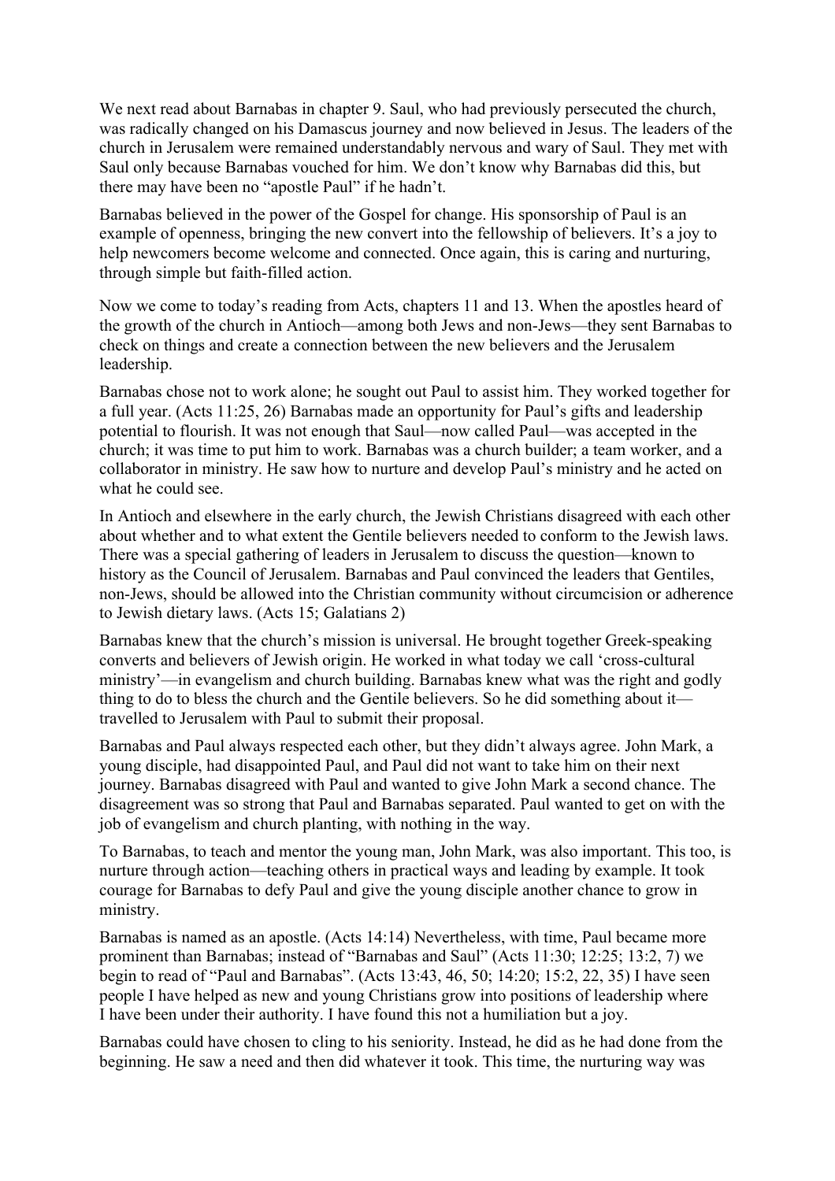We next read about Barnabas in chapter 9. Saul, who had previously persecuted the church, was radically changed on his Damascus journey and now believed in Jesus. The leaders of the church in Jerusalem were remained understandably nervous and wary of Saul. They met with Saul only because Barnabas vouched for him. We don't know why Barnabas did this, but there may have been no "apostle Paul" if he hadn't.

Barnabas believed in the power of the Gospel for change. His sponsorship of Paul is an example of openness, bringing the new convert into the fellowship of believers. It's a joy to help newcomers become welcome and connected. Once again, this is caring and nurturing, through simple but faith-filled action.

Now we come to today's reading from Acts, chapters 11 and 13. When the apostles heard of the growth of the church in Antioch—among both Jews and non-Jews—they sent Barnabas to check on things and create a connection between the new believers and the Jerusalem leadership.

Barnabas chose not to work alone; he sought out Paul to assist him. They worked together for a full year. (Acts 11:25, 26) Barnabas made an opportunity for Paul's gifts and leadership potential to flourish. It was not enough that Saul—now called Paul—was accepted in the church; it was time to put him to work. Barnabas was a church builder; a team worker, and a collaborator in ministry. He saw how to nurture and develop Paul's ministry and he acted on what he could see.

In Antioch and elsewhere in the early church, the Jewish Christians disagreed with each other about whether and to what extent the Gentile believers needed to conform to the Jewish laws. There was a special gathering of leaders in Jerusalem to discuss the question—known to history as the Council of Jerusalem. Barnabas and Paul convinced the leaders that Gentiles, non-Jews, should be allowed into the Christian community without circumcision or adherence to Jewish dietary laws. (Acts 15; Galatians 2)

Barnabas knew that the church's mission is universal. He brought together Greek-speaking converts and believers of Jewish origin. He worked in what today we call 'cross-cultural ministry'—in evangelism and church building. Barnabas knew what was the right and godly thing to do to bless the church and the Gentile believers. So he did something about it—travelled to Jerusalem with Paul to submit their proposal.

Barnabas and Paul always respected each other, but they didn't always agree. John Mark, a young disciple, had disappointed Paul, and Paul did not want to take him on their next journey. Barnabas disagreed with Paul and wanted to give John Mark a second chance. The disagreement was so strong that Paul and Barnabas separated. Paul wanted to get on with the job of evangelism and church planting, with nothing in the way.

To Barnabas, to teach and mentor the young man, John Mark, was also important. This too, is nurture through action—teaching others in practical ways and leading by example. It took courage for Barnabas to defy Paul and give the young disciple another chance to grow in ministry.

Barnabas is named as an apostle. (Acts 14:14) Nevertheless, with time, Paul became more prominent than Barnabas; instead of "Barnabas and Saul" (Acts 11:30; 12:25; 13:2, 7) we begin to read of "Paul and Barnabas". (Acts 13:43, 46, 50; 14:20; 15:2, 22, 35) I have seen people I have helped as new and young Christians grow into positions of leadership where I have been under their authority. I have found this not a humiliation but a joy.

Barnabas could have chosen to cling to his seniority. Instead, he did as he had done from the beginning. He saw a need and then did whatever it took. This time, the nurturing way was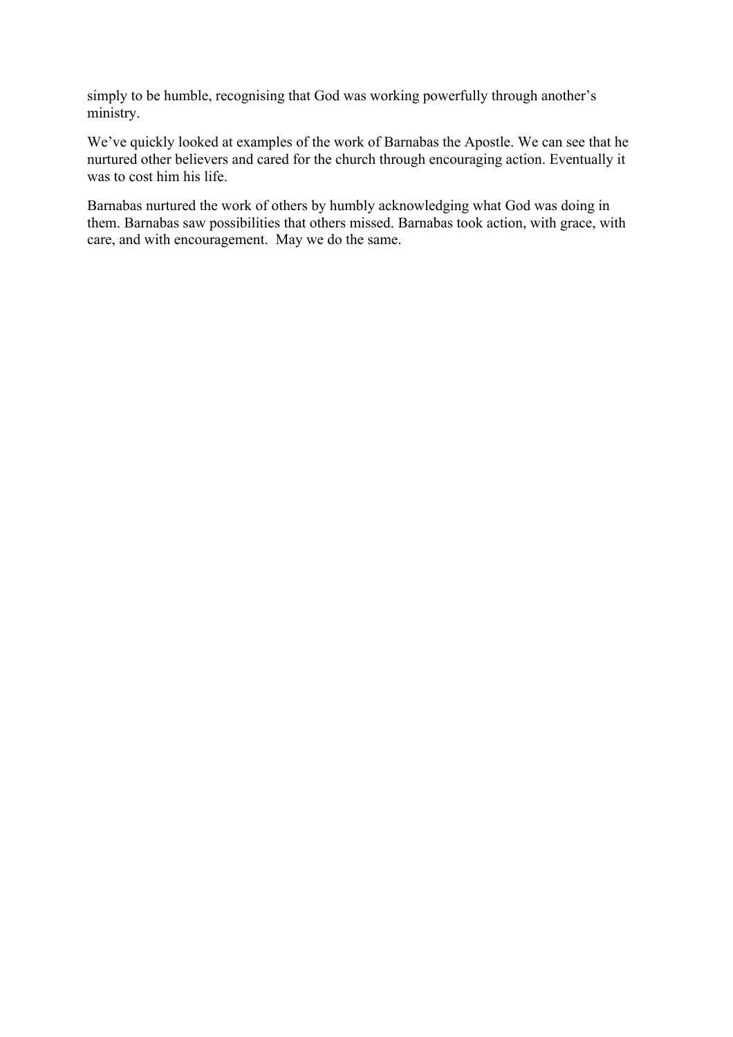simply to be humble, recognising that God was working powerfully through another's ministry.

We've quickly looked at examples of the work of Barnabas the Apostle. We can see that he nurtured other believers and cared for the church through encouraging action. Eventually it was to cost him his life.

Barnabas nurtured the work of others by humbly acknowledging what God was doing in them. Barnabas saw possibilities that others missed. Barnabas took action, with grace, with care, and with encouragement. May we do the same.